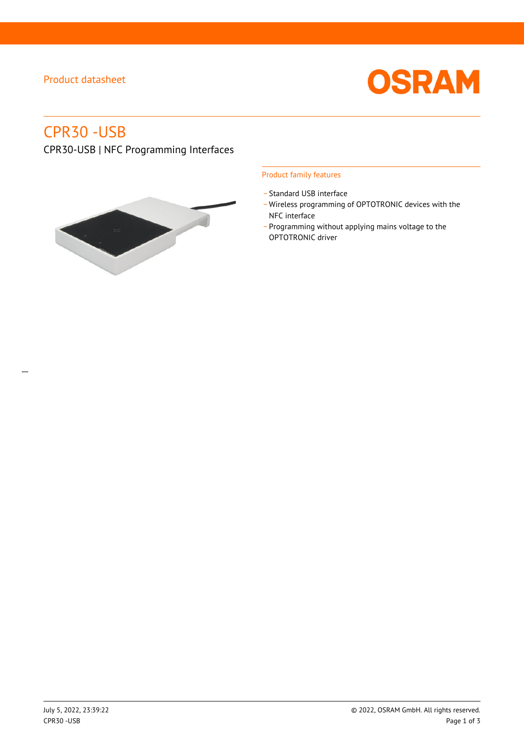Product datasheet

# CPR30 -USB

CPR30-USB | NFC Programming Interfaces

## Product family features

- Standard USB interface
- Wireless programming of OPTOTRONIC devices with the NFC interface
- Programming without applying mains voltage to the OPTOTRONIC driver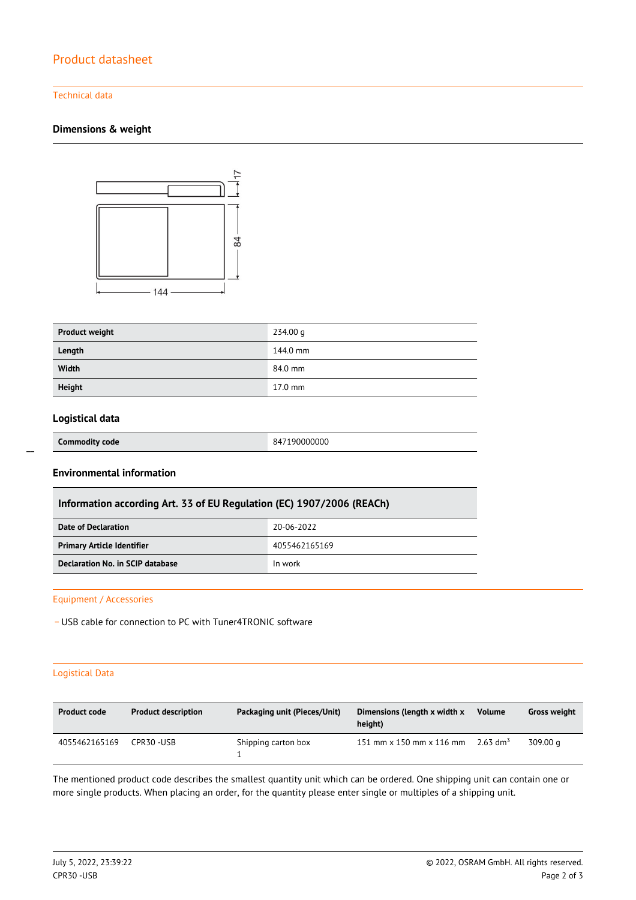## Product datasheet

### Technical data

#### Dimensions & weight

| Product weight | 234.00 g |
|---|---|
| Length | 144.0 mm |
| Width | 84.0 mm |
| Height | 17.0 mm |

#### Logistical data

| Commodity code | 847190000000 |
|---|---|

#### Environmental information

| Information according Art. 33 of EU Regulation (EC) 1907/2006 (REACh) | |
|---|---|
| Date of Declaration | 20-06-2022 |
| Primary Article Identifier | 4055462165169 |
| Declaration No. in SCIP database | In work |

### Equipment / Accessories

- USB cable for connection to PC with Tuner4TRONIC software

### Logistical Data

| Product code | Product description | Packaging unit (Pieces/Unit) | Dimensions (length x width x height) | Volume | Gross weight |
|---|---|---|---|---|---|
| 4055462165169 | CPR30 -USB | Shipping carton box 1 | 151 mm x 150 mm x 116 mm | 2.63 $dm^3$ | 309.00 g |

The mentioned product code describes the smallest quantity unit which can be ordered. One shipping unit can contain one or more single products. When placing an order, for the quantity please enter single or multiples of a shipping unit.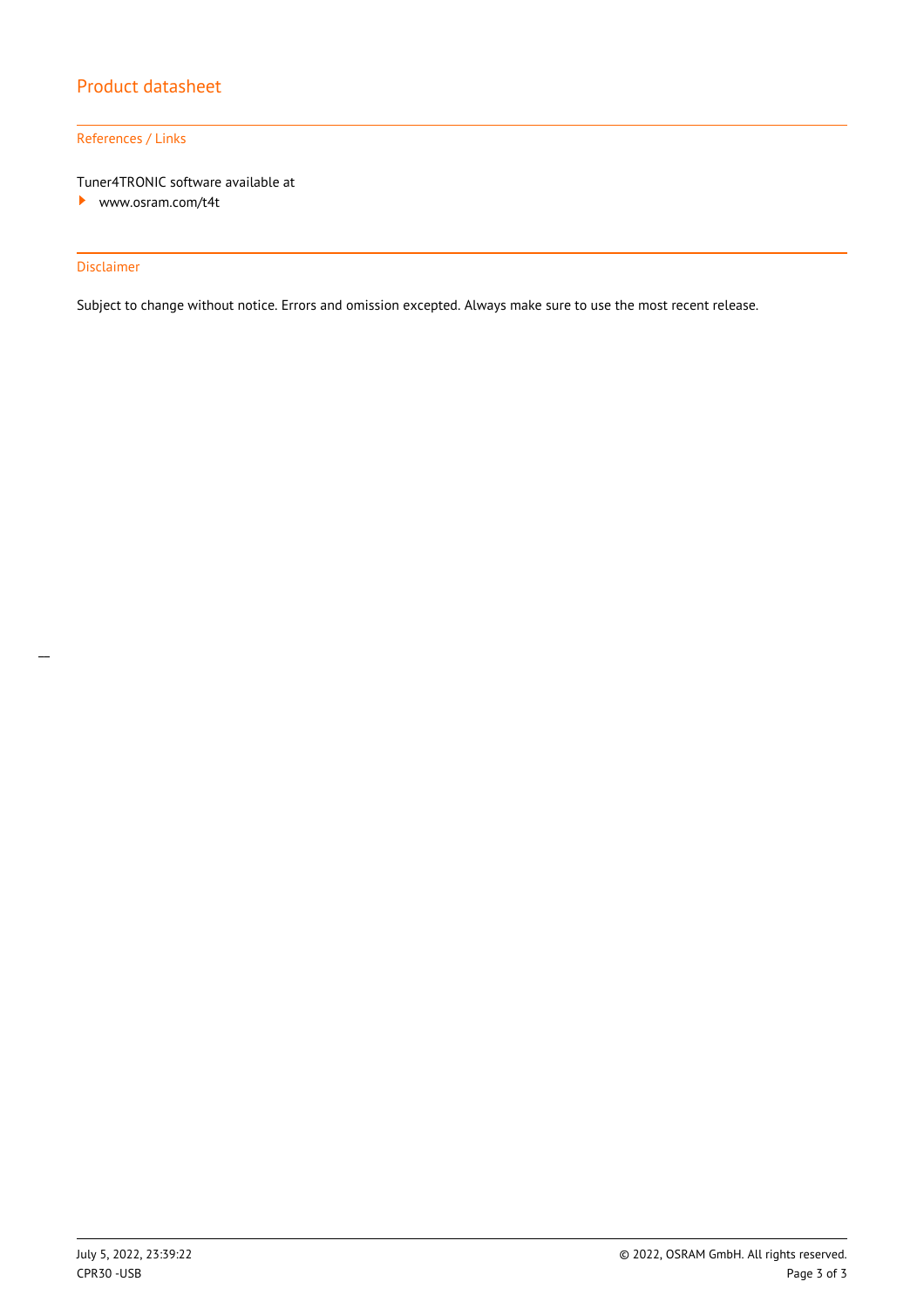## References / Links

Tuner4TRONIC software available at

- www.osram.com/t4t

## Disclaimer

Subject to change without notice. Errors and omission excepted. Always make sure to use the most recent release.